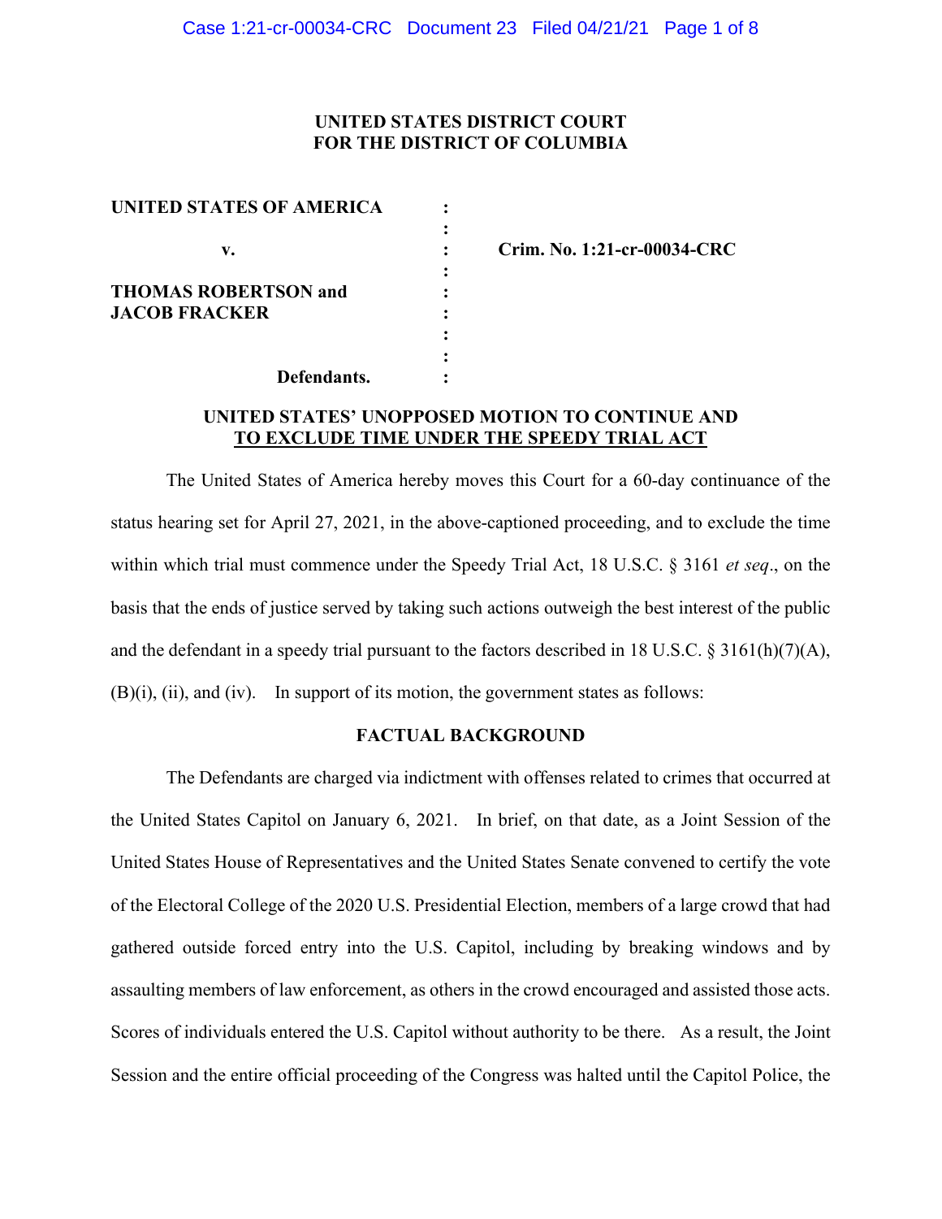**UNITED STATES DISTRICT COURT**
**FOR THE DISTRICT OF COLUMBIA**

| | | |
|---|---|---|
| **UNITED STATES OF AMERICA** | : | |
| | : | |
| **v.** | : | **Crim. No. 1:21-cr-00034-CRC** |
| | : | |
| **THOMAS ROBERTSON and** | : | |
| **JACOB FRACKER** | : | |
| | : | |
| | : | |
| **Defendants.** | : | |

## UNITED STATES' UNOPPOSED MOTION TO CONTINUE AND TO EXCLUDE TIME UNDER THE SPEEDY TRIAL ACT

The United States of America hereby moves this Court for a 60-day continuance of the status hearing set for April 27, 2021, in the above-captioned proceeding, and to exclude the time within which trial must commence under the Speedy Trial Act, 18 U.S.C. § 3161 *et seq*., on the basis that the ends of justice served by taking such actions outweigh the best interest of the public and the defendant in a speedy trial pursuant to the factors described in 18 U.S.C. § 3161(h)(7)(A), (B)(i), (ii), and (iv). In support of its motion, the government states as follows:

### FACTUAL BACKGROUND

The Defendants are charged via indictment with offenses related to crimes that occurred at the United States Capitol on January 6, 2021. In brief, on that date, as a Joint Session of the United States House of Representatives and the United States Senate convened to certify the vote of the Electoral College of the 2020 U.S. Presidential Election, members of a large crowd that had gathered outside forced entry into the U.S. Capitol, including by breaking windows and by assaulting members of law enforcement, as others in the crowd encouraged and assisted those acts. Scores of individuals entered the U.S. Capitol without authority to be there. As a result, the Joint Session and the entire official proceeding of the Congress was halted until the Capitol Police, the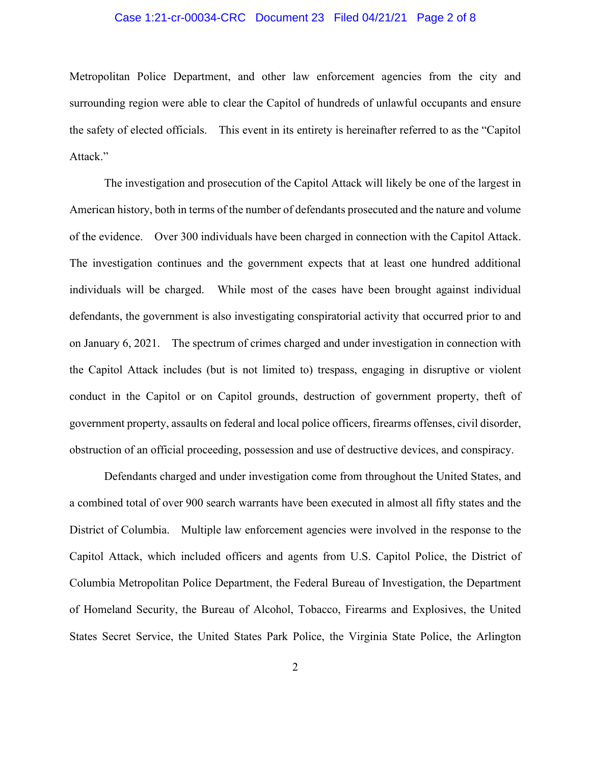Metropolitan Police Department, and other law enforcement agencies from the city and surrounding region were able to clear the Capitol of hundreds of unlawful occupants and ensure the safety of elected officials. This event in its entirety is hereinafter referred to as the "Capitol Attack."

The investigation and prosecution of the Capitol Attack will likely be one of the largest in American history, both in terms of the number of defendants prosecuted and the nature and volume of the evidence. Over 300 individuals have been charged in connection with the Capitol Attack. The investigation continues and the government expects that at least one hundred additional individuals will be charged. While most of the cases have been brought against individual defendants, the government is also investigating conspiratorial activity that occurred prior to and on January 6, 2021. The spectrum of crimes charged and under investigation in connection with the Capitol Attack includes (but is not limited to) trespass, engaging in disruptive or violent conduct in the Capitol or on Capitol grounds, destruction of government property, theft of government property, assaults on federal and local police officers, firearms offenses, civil disorder, obstruction of an official proceeding, possession and use of destructive devices, and conspiracy.

Defendants charged and under investigation come from throughout the United States, and a combined total of over 900 search warrants have been executed in almost all fifty states and the District of Columbia. Multiple law enforcement agencies were involved in the response to the Capitol Attack, which included officers and agents from U.S. Capitol Police, the District of Columbia Metropolitan Police Department, the Federal Bureau of Investigation, the Department of Homeland Security, the Bureau of Alcohol, Tobacco, Firearms and Explosives, the United States Secret Service, the United States Park Police, the Virginia State Police, the Arlington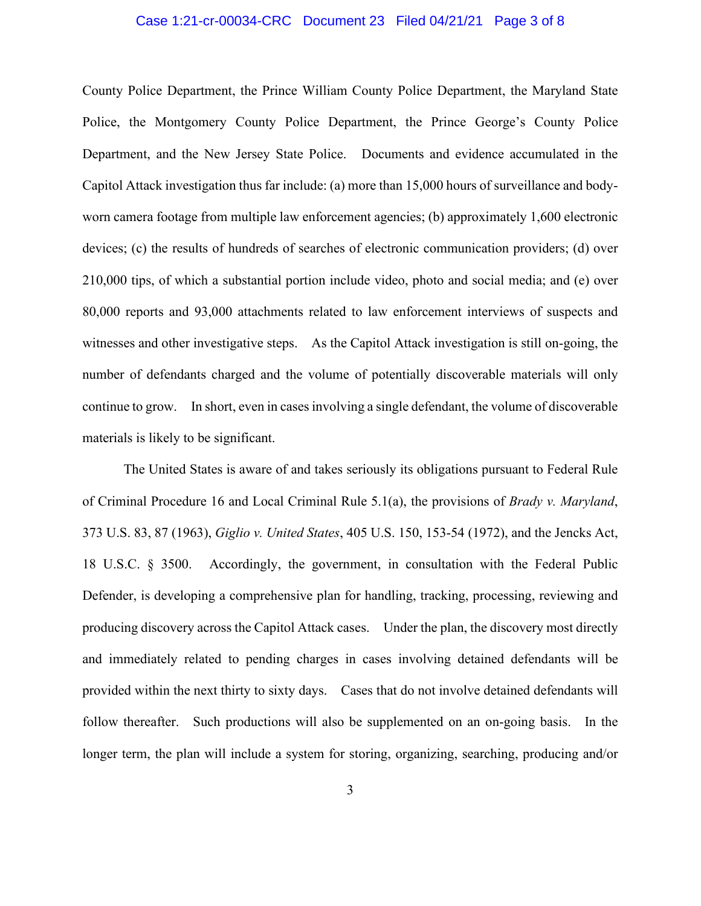County Police Department, the Prince William County Police Department, the Maryland State Police, the Montgomery County Police Department, the Prince George's County Police Department, and the New Jersey State Police. Documents and evidence accumulated in the Capitol Attack investigation thus far include: (a) more than 15,000 hours of surveillance and body-worn camera footage from multiple law enforcement agencies; (b) approximately 1,600 electronic devices; (c) the results of hundreds of searches of electronic communication providers; (d) over 210,000 tips, of which a substantial portion include video, photo and social media; and (e) over 80,000 reports and 93,000 attachments related to law enforcement interviews of suspects and witnesses and other investigative steps. As the Capitol Attack investigation is still on-going, the number of defendants charged and the volume of potentially discoverable materials will only continue to grow. In short, even in cases involving a single defendant, the volume of discoverable materials is likely to be significant.

The United States is aware of and takes seriously its obligations pursuant to Federal Rule of Criminal Procedure 16 and Local Criminal Rule 5.1(a), the provisions of *Brady v. Maryland*, 373 U.S. 83, 87 (1963), *Giglio v. United States*, 405 U.S. 150, 153-54 (1972), and the Jencks Act, 18 U.S.C. § 3500. Accordingly, the government, in consultation with the Federal Public Defender, is developing a comprehensive plan for handling, tracking, processing, reviewing and producing discovery across the Capitol Attack cases. Under the plan, the discovery most directly and immediately related to pending charges in cases involving detained defendants will be provided within the next thirty to sixty days. Cases that do not involve detained defendants will follow thereafter. Such productions will also be supplemented on an on-going basis. In the longer term, the plan will include a system for storing, organizing, searching, producing and/or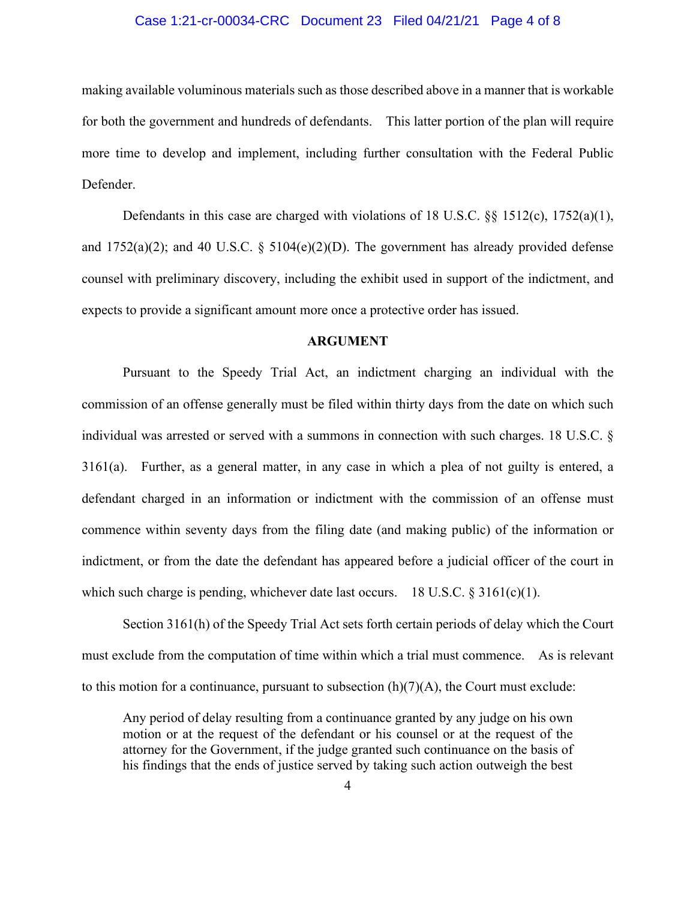making available voluminous materials such as those described above in a manner that is workable for both the government and hundreds of defendants. This latter portion of the plan will require more time to develop and implement, including further consultation with the Federal Public Defender.

Defendants in this case are charged with violations of 18 U.S.C. §§ 1512(c), 1752(a)(1), and 1752(a)(2); and 40 U.S.C. § 5104(e)(2)(D). The government has already provided defense counsel with preliminary discovery, including the exhibit used in support of the indictment, and expects to provide a significant amount more once a protective order has issued.

**ARGUMENT**

Pursuant to the Speedy Trial Act, an indictment charging an individual with the commission of an offense generally must be filed within thirty days from the date on which such individual was arrested or served with a summons in connection with such charges. 18 U.S.C. § 3161(a). Further, as a general matter, in any case in which a plea of not guilty is entered, a defendant charged in an information or indictment with the commission of an offense must commence within seventy days from the filing date (and making public) of the information or indictment, or from the date the defendant has appeared before a judicial officer of the court in which such charge is pending, whichever date last occurs. 18 U.S.C. § 3161(c)(1).

Section 3161(h) of the Speedy Trial Act sets forth certain periods of delay which the Court must exclude from the computation of time within which a trial must commence. As is relevant to this motion for a continuance, pursuant to subsection (h)(7)(A), the Court must exclude:

> Any period of delay resulting from a continuance granted by any judge on his own motion or at the request of the defendant or his counsel or at the request of the attorney for the Government, if the judge granted such continuance on the basis of his findings that the ends of justice served by taking such action outweigh the best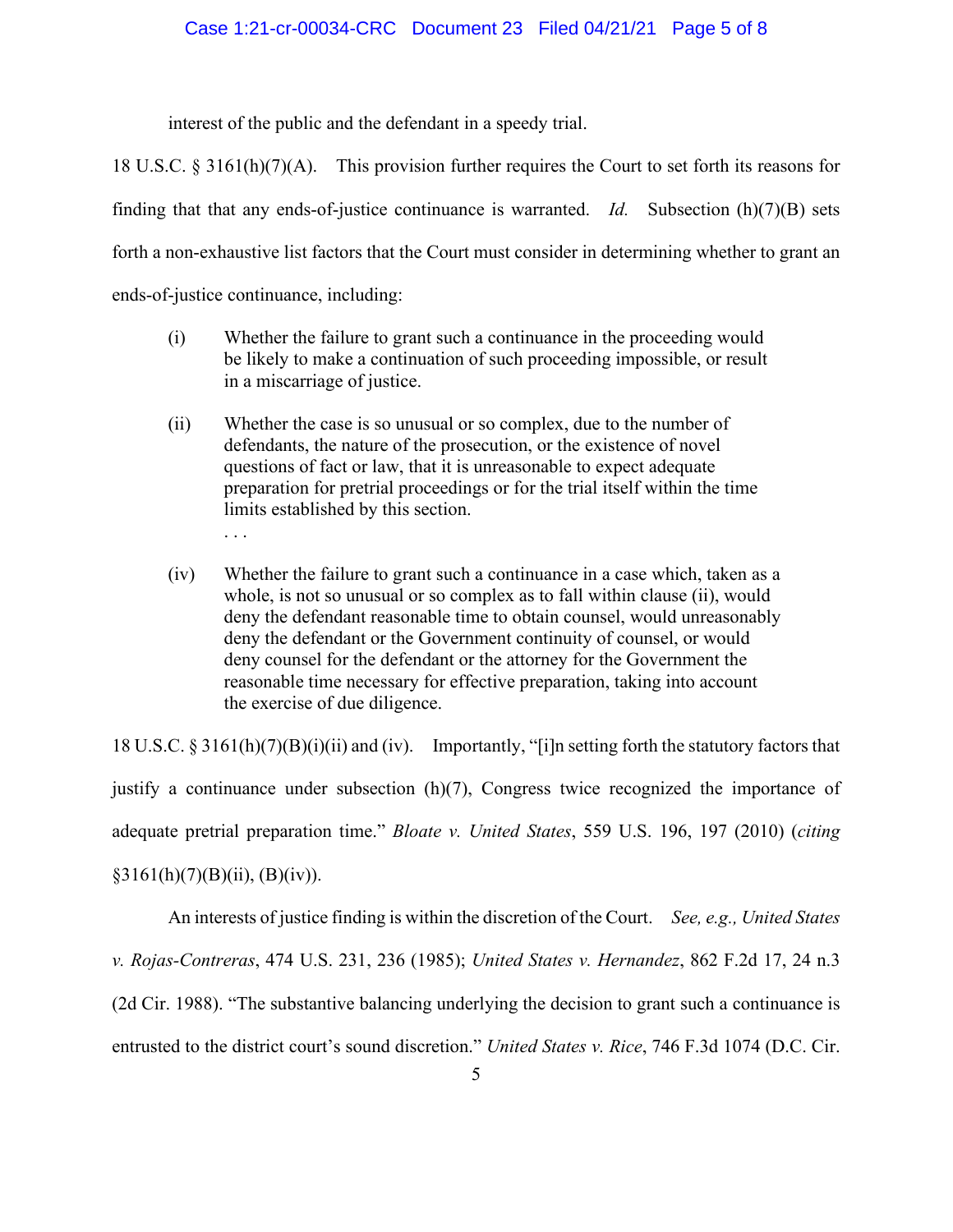interest of the public and the defendant in a speedy trial.

18 U.S.C. § 3161(h)(7)(A). This provision further requires the Court to set forth its reasons for finding that that any ends-of-justice continuance is warranted. *Id.* Subsection (h)(7)(B) sets forth a non-exhaustive list factors that the Court must consider in determining whether to grant an ends-of-justice continuance, including:

> (i) Whether the failure to grant such a continuance in the proceeding would be likely to make a continuation of such proceeding impossible, or result in a miscarriage of justice.
>
> (ii) Whether the case is so unusual or so complex, due to the number of defendants, the nature of the prosecution, or the existence of novel questions of fact or law, that it is unreasonable to expect adequate preparation for pretrial proceedings or for the trial itself within the time limits established by this section.
>
> . . .
>
> (iv) Whether the failure to grant such a continuance in a case which, taken as a whole, is not so unusual or so complex as to fall within clause (ii), would deny the defendant reasonable time to obtain counsel, would unreasonably deny the defendant or the Government continuity of counsel, or would deny counsel for the defendant or the attorney for the Government the reasonable time necessary for effective preparation, taking into account the exercise of due diligence.

18 U.S.C. § 3161(h)(7)(B)(i)(ii) and (iv). Importantly, "[i]n setting forth the statutory factors that justify a continuance under subsection (h)(7), Congress twice recognized the importance of adequate pretrial preparation time." *Bloate v. United States*, 559 U.S. 196, 197 (2010) (*citing* §3161(h)(7)(B)(ii), (B)(iv)).

An interests of justice finding is within the discretion of the Court. *See, e.g., United States v. Rojas-Contreras*, 474 U.S. 231, 236 (1985); *United States v. Hernandez*, 862 F.2d 17, 24 n.3 (2d Cir. 1988). "The substantive balancing underlying the decision to grant such a continuance is entrusted to the district court's sound discretion." *United States v. Rice*, 746 F.3d 1074 (D.C. Cir.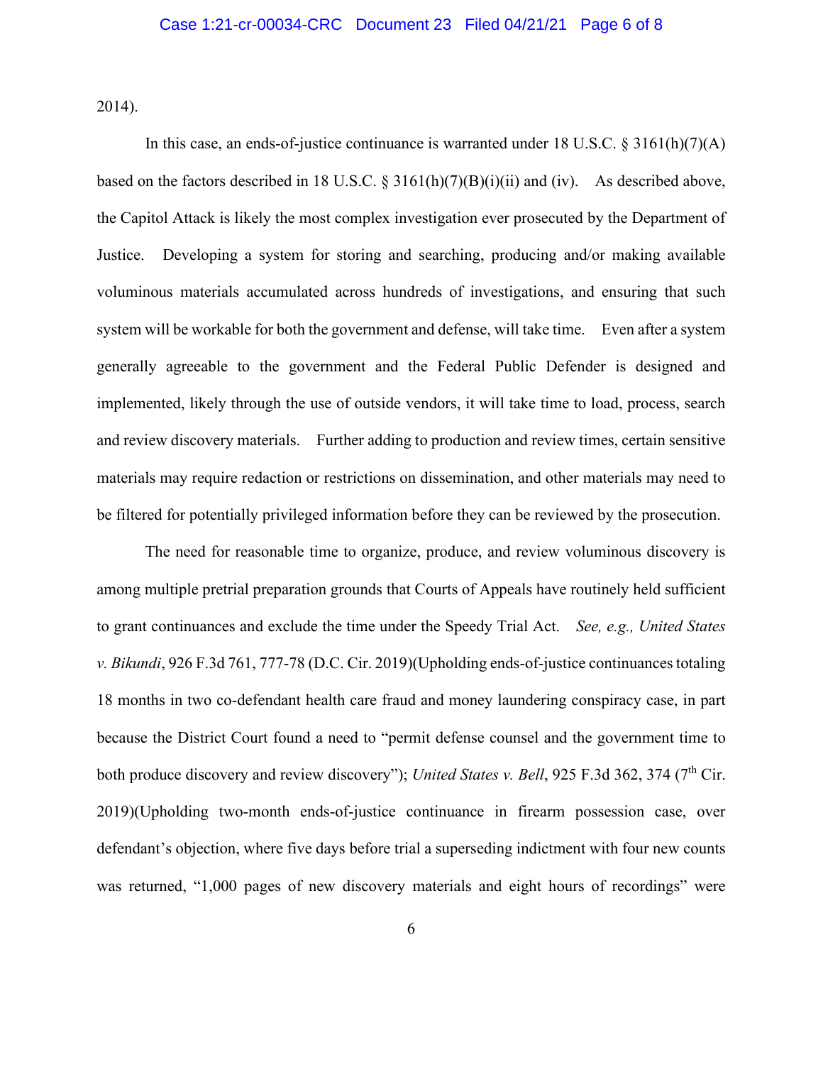2014).

In this case, an ends-of-justice continuance is warranted under 18 U.S.C. § 3161(h)(7)(A) based on the factors described in 18 U.S.C. § 3161(h)(7)(B)(i)(ii) and (iv). As described above, the Capitol Attack is likely the most complex investigation ever prosecuted by the Department of Justice. Developing a system for storing and searching, producing and/or making available voluminous materials accumulated across hundreds of investigations, and ensuring that such system will be workable for both the government and defense, will take time. Even after a system generally agreeable to the government and the Federal Public Defender is designed and implemented, likely through the use of outside vendors, it will take time to load, process, search and review discovery materials. Further adding to production and review times, certain sensitive materials may require redaction or restrictions on dissemination, and other materials may need to be filtered for potentially privileged information before they can be reviewed by the prosecution.

The need for reasonable time to organize, produce, and review voluminous discovery is among multiple pretrial preparation grounds that Courts of Appeals have routinely held sufficient to grant continuances and exclude the time under the Speedy Trial Act. *See, e.g., United States v. Bikundi*, 926 F.3d 761, 777-78 (D.C. Cir. 2019)(Upholding ends-of-justice continuances totaling 18 months in two co-defendant health care fraud and money laundering conspiracy case, in part because the District Court found a need to "permit defense counsel and the government time to both produce discovery and review discovery"); *United States v. Bell*, 925 F.3d 362, 374 (7th Cir. 2019)(Upholding two-month ends-of-justice continuance in firearm possession case, over defendant's objection, where five days before trial a superseding indictment with four new counts was returned, "1,000 pages of new discovery materials and eight hours of recordings" were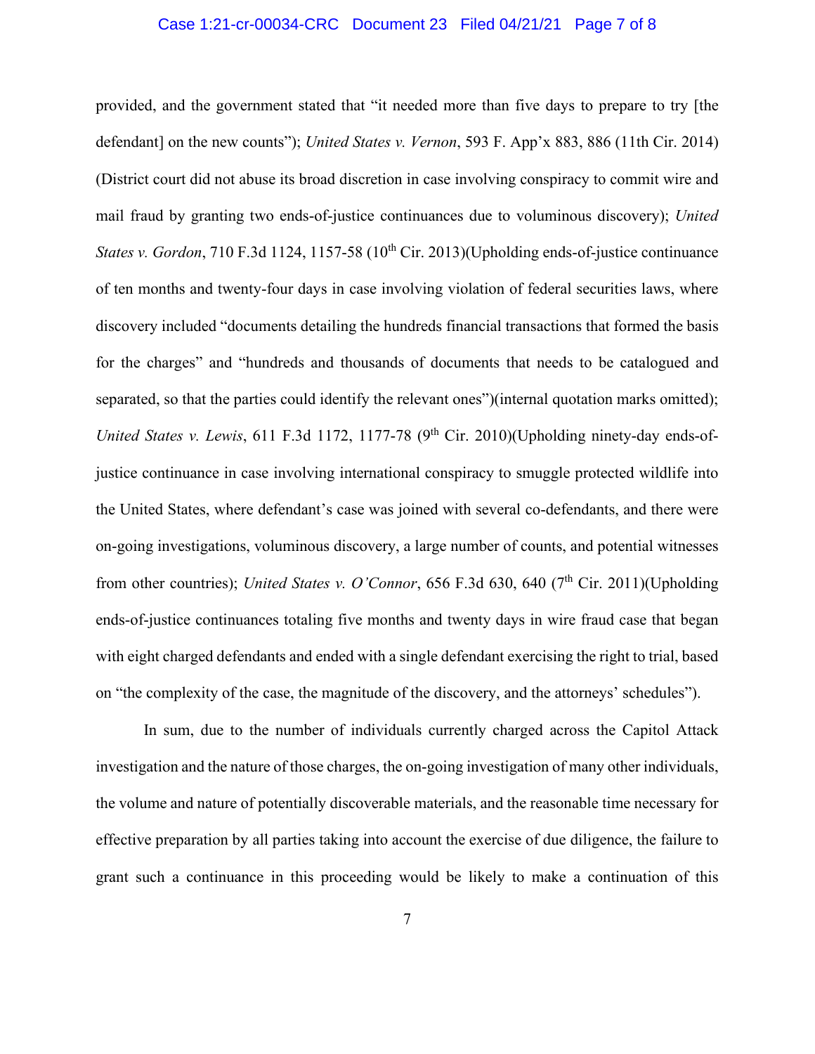provided, and the government stated that "it needed more than five days to prepare to try [the defendant] on the new counts"); *United States v. Vernon*, 593 F. App'x 883, 886 (11th Cir. 2014) (District court did not abuse its broad discretion in case involving conspiracy to commit wire and mail fraud by granting two ends-of-justice continuances due to voluminous discovery); *United States v. Gordon*, 710 F.3d 1124, 1157-58 (10th Cir. 2013)(Upholding ends-of-justice continuance of ten months and twenty-four days in case involving violation of federal securities laws, where discovery included "documents detailing the hundreds financial transactions that formed the basis for the charges" and "hundreds and thousands of documents that needs to be catalogued and separated, so that the parties could identify the relevant ones")(internal quotation marks omitted); *United States v. Lewis*, 611 F.3d 1172, 1177-78 (9th Cir. 2010)(Upholding ninety-day ends-of-justice continuance in case involving international conspiracy to smuggle protected wildlife into the United States, where defendant's case was joined with several co-defendants, and there were on-going investigations, voluminous discovery, a large number of counts, and potential witnesses from other countries); *United States v. O'Connor*, 656 F.3d 630, 640 (7th Cir. 2011)(Upholding ends-of-justice continuances totaling five months and twenty days in wire fraud case that began with eight charged defendants and ended with a single defendant exercising the right to trial, based on "the complexity of the case, the magnitude of the discovery, and the attorneys' schedules").

In sum, due to the number of individuals currently charged across the Capitol Attack investigation and the nature of those charges, the on-going investigation of many other individuals, the volume and nature of potentially discoverable materials, and the reasonable time necessary for effective preparation by all parties taking into account the exercise of due diligence, the failure to grant such a continuance in this proceeding would be likely to make a continuation of this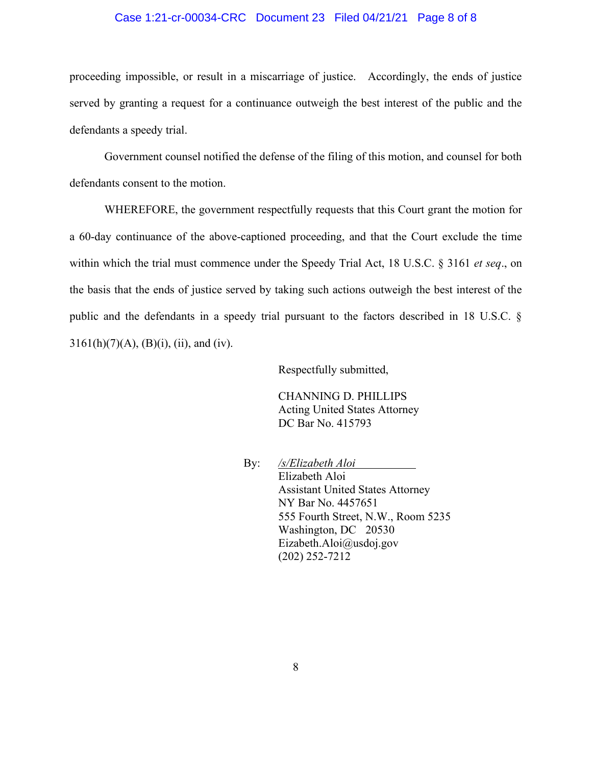proceeding impossible, or result in a miscarriage of justice. Accordingly, the ends of justice served by granting a request for a continuance outweigh the best interest of the public and the defendants a speedy trial.

Government counsel notified the defense of the filing of this motion, and counsel for both defendants consent to the motion.

WHEREFORE, the government respectfully requests that this Court grant the motion for a 60-day continuance of the above-captioned proceeding, and that the Court exclude the time within which the trial must commence under the Speedy Trial Act, 18 U.S.C. § 3161 *et seq*., on the basis that the ends of justice served by taking such actions outweigh the best interest of the public and the defendants in a speedy trial pursuant to the factors described in 18 U.S.C. § 3161(h)(7)(A), (B)(i), (ii), and (iv).

Respectfully submitted,

CHANNING D. PHILLIPS
Acting United States Attorney
DC Bar No. 415793

By: */s/Elizabeth Aloi*
Elizabeth Aloi
Assistant United States Attorney
NY Bar No. 4457651
555 Fourth Street, N.W., Room 5235
Washington, DC 20530
Eizabeth.Aloi@usdoj.gov
(202) 252-7212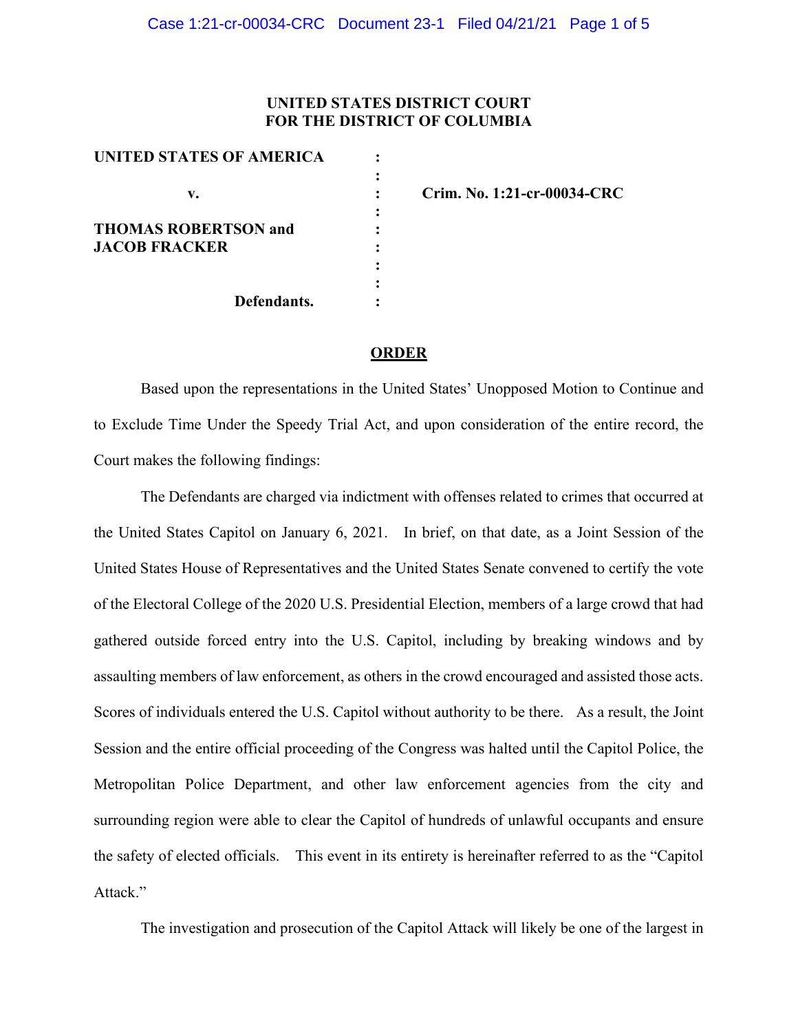**UNITED STATES DISTRICT COURT**
**FOR THE DISTRICT OF COLUMBIA**

| | | |
|---|---|---|
| **UNITED STATES OF AMERICA** | : | |
| | : | |
| **v.** | : | **Crim. No. 1:21-cr-00034-CRC** |
| | : | |
| **THOMAS ROBERTSON and JACOB FRACKER** | : | |
| | : | |
| | : | |
| **Defendants.** | : | |

## ORDER

Based upon the representations in the United States' Unopposed Motion to Continue and to Exclude Time Under the Speedy Trial Act, and upon consideration of the entire record, the Court makes the following findings:

The Defendants are charged via indictment with offenses related to crimes that occurred at the United States Capitol on January 6, 2021. In brief, on that date, as a Joint Session of the United States House of Representatives and the United States Senate convened to certify the vote of the Electoral College of the 2020 U.S. Presidential Election, members of a large crowd that had gathered outside forced entry into the U.S. Capitol, including by breaking windows and by assaulting members of law enforcement, as others in the crowd encouraged and assisted those acts. Scores of individuals entered the U.S. Capitol without authority to be there. As a result, the Joint Session and the entire official proceeding of the Congress was halted until the Capitol Police, the Metropolitan Police Department, and other law enforcement agencies from the city and surrounding region were able to clear the Capitol of hundreds of unlawful occupants and ensure the safety of elected officials. This event in its entirety is hereinafter referred to as the "Capitol Attack."

The investigation and prosecution of the Capitol Attack will likely be one of the largest in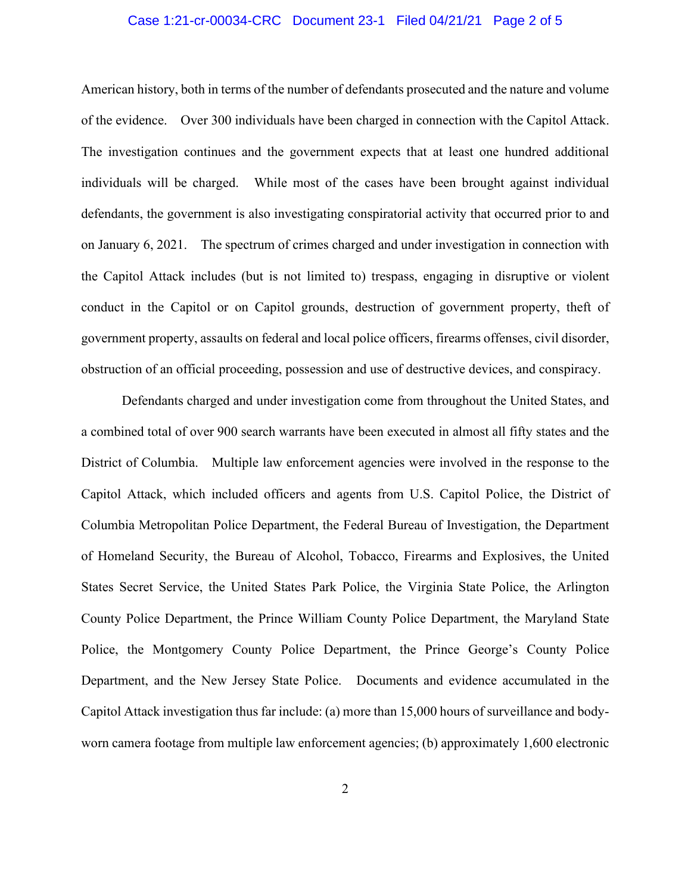American history, both in terms of the number of defendants prosecuted and the nature and volume of the evidence. Over 300 individuals have been charged in connection with the Capitol Attack. The investigation continues and the government expects that at least one hundred additional individuals will be charged. While most of the cases have been brought against individual defendants, the government is also investigating conspiratorial activity that occurred prior to and on January 6, 2021. The spectrum of crimes charged and under investigation in connection with the Capitol Attack includes (but is not limited to) trespass, engaging in disruptive or violent conduct in the Capitol or on Capitol grounds, destruction of government property, theft of government property, assaults on federal and local police officers, firearms offenses, civil disorder, obstruction of an official proceeding, possession and use of destructive devices, and conspiracy.

Defendants charged and under investigation come from throughout the United States, and a combined total of over 900 search warrants have been executed in almost all fifty states and the District of Columbia. Multiple law enforcement agencies were involved in the response to the Capitol Attack, which included officers and agents from U.S. Capitol Police, the District of Columbia Metropolitan Police Department, the Federal Bureau of Investigation, the Department of Homeland Security, the Bureau of Alcohol, Tobacco, Firearms and Explosives, the United States Secret Service, the United States Park Police, the Virginia State Police, the Arlington County Police Department, the Prince William County Police Department, the Maryland State Police, the Montgomery County Police Department, the Prince George's County Police Department, and the New Jersey State Police. Documents and evidence accumulated in the Capitol Attack investigation thus far include: (a) more than 15,000 hours of surveillance and body-worn camera footage from multiple law enforcement agencies; (b) approximately 1,600 electronic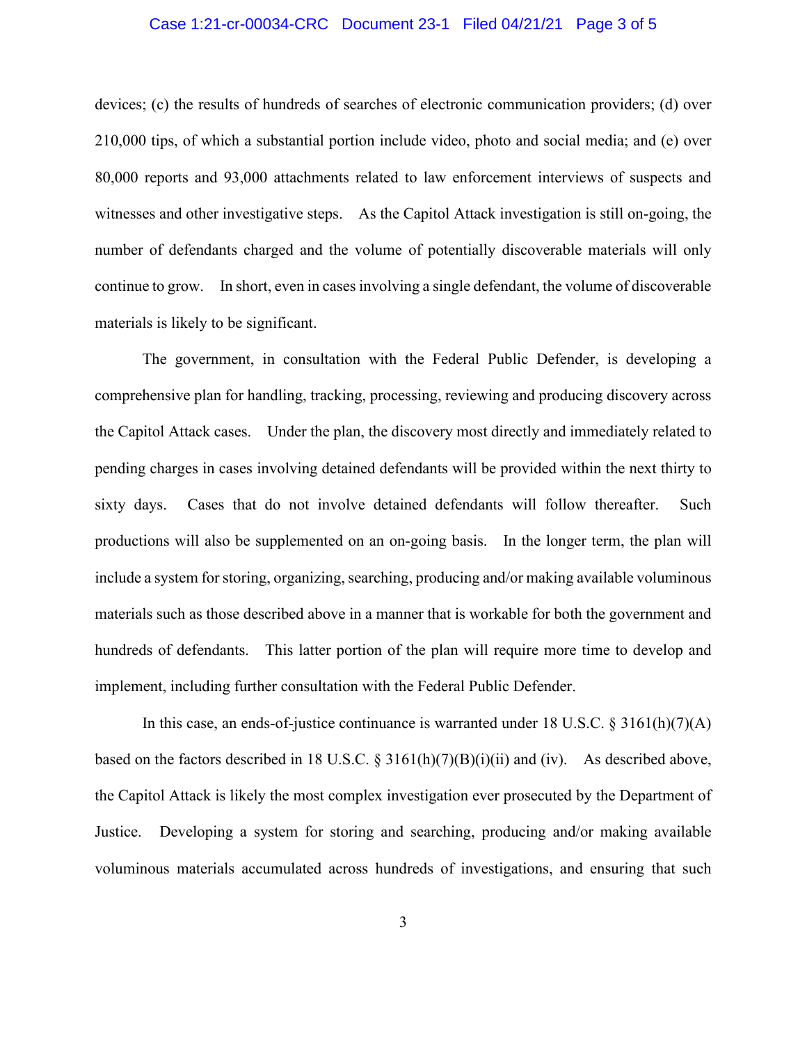devices; (c) the results of hundreds of searches of electronic communication providers; (d) over 210,000 tips, of which a substantial portion include video, photo and social media; and (e) over 80,000 reports and 93,000 attachments related to law enforcement interviews of suspects and witnesses and other investigative steps. As the Capitol Attack investigation is still on-going, the number of defendants charged and the volume of potentially discoverable materials will only continue to grow. In short, even in cases involving a single defendant, the volume of discoverable materials is likely to be significant.

The government, in consultation with the Federal Public Defender, is developing a comprehensive plan for handling, tracking, processing, reviewing and producing discovery across the Capitol Attack cases. Under the plan, the discovery most directly and immediately related to pending charges in cases involving detained defendants will be provided within the next thirty to sixty days. Cases that do not involve detained defendants will follow thereafter. Such productions will also be supplemented on an on-going basis. In the longer term, the plan will include a system for storing, organizing, searching, producing and/or making available voluminous materials such as those described above in a manner that is workable for both the government and hundreds of defendants. This latter portion of the plan will require more time to develop and implement, including further consultation with the Federal Public Defender.

In this case, an ends-of-justice continuance is warranted under 18 U.S.C. § 3161(h)(7)(A) based on the factors described in 18 U.S.C. § 3161(h)(7)(B)(i)(ii) and (iv). As described above, the Capitol Attack is likely the most complex investigation ever prosecuted by the Department of Justice. Developing a system for storing and searching, producing and/or making available voluminous materials accumulated across hundreds of investigations, and ensuring that such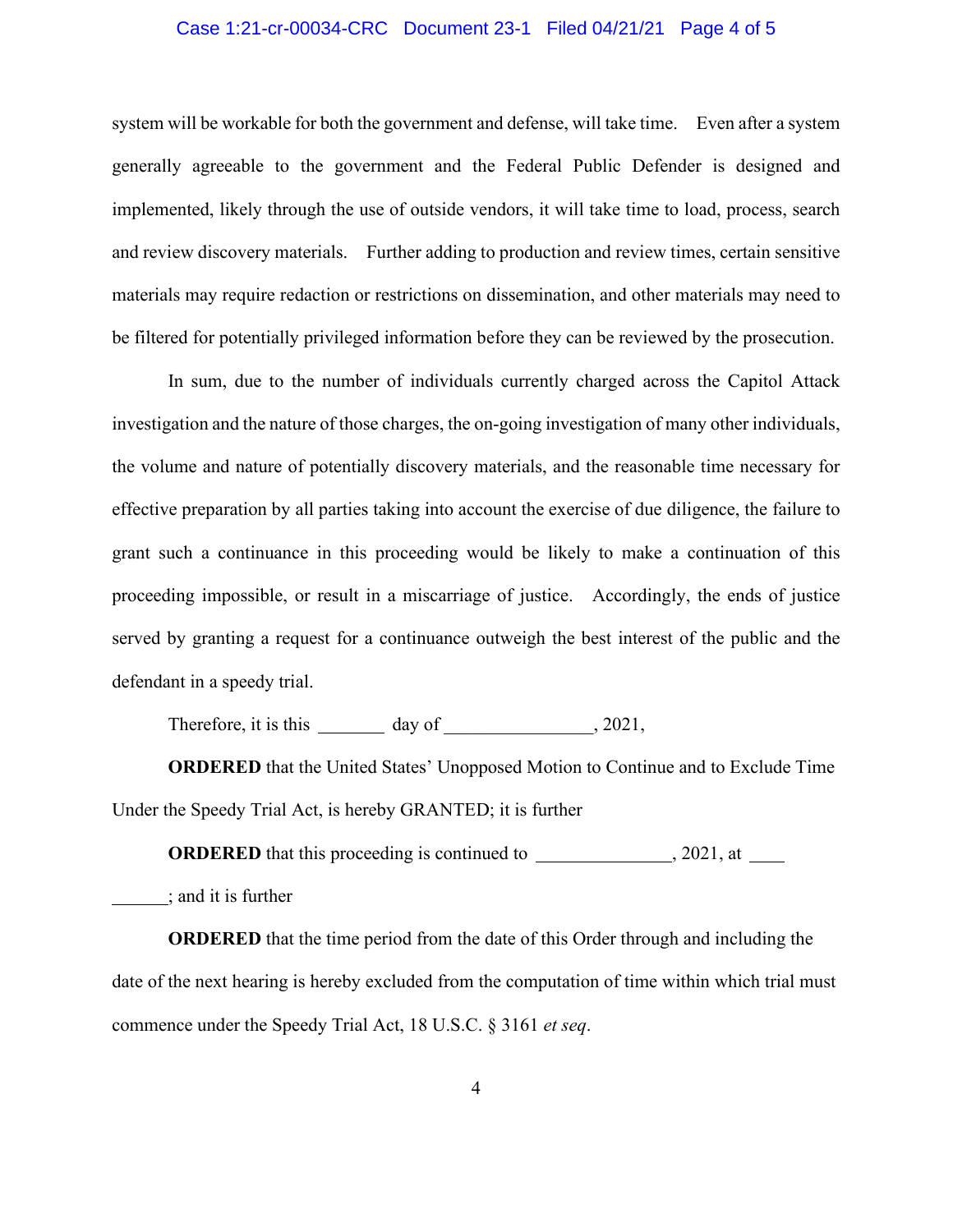system will be workable for both the government and defense, will take time. Even after a system generally agreeable to the government and the Federal Public Defender is designed and implemented, likely through the use of outside vendors, it will take time to load, process, search and review discovery materials. Further adding to production and review times, certain sensitive materials may require redaction or restrictions on dissemination, and other materials may need to be filtered for potentially privileged information before they can be reviewed by the prosecution.

In sum, due to the number of individuals currently charged across the Capitol Attack investigation and the nature of those charges, the on-going investigation of many other individuals, the volume and nature of potentially discovery materials, and the reasonable time necessary for effective preparation by all parties taking into account the exercise of due diligence, the failure to grant such a continuance in this proceeding would be likely to make a continuation of this proceeding impossible, or result in a miscarriage of justice. Accordingly, the ends of justice served by granting a request for a continuance outweigh the best interest of the public and the defendant in a speedy trial.

Therefore, it is this _______ day of ________________, 2021,

**ORDERED** that the United States' Unopposed Motion to Continue and to Exclude Time Under the Speedy Trial Act, is hereby GRANTED; it is further

**ORDERED** that this proceeding is continued to ______________, 2021, at ____ ______; and it is further

**ORDERED** that the time period from the date of this Order through and including the date of the next hearing is hereby excluded from the computation of time within which trial must commence under the Speedy Trial Act, 18 U.S.C. § 3161 *et seq*.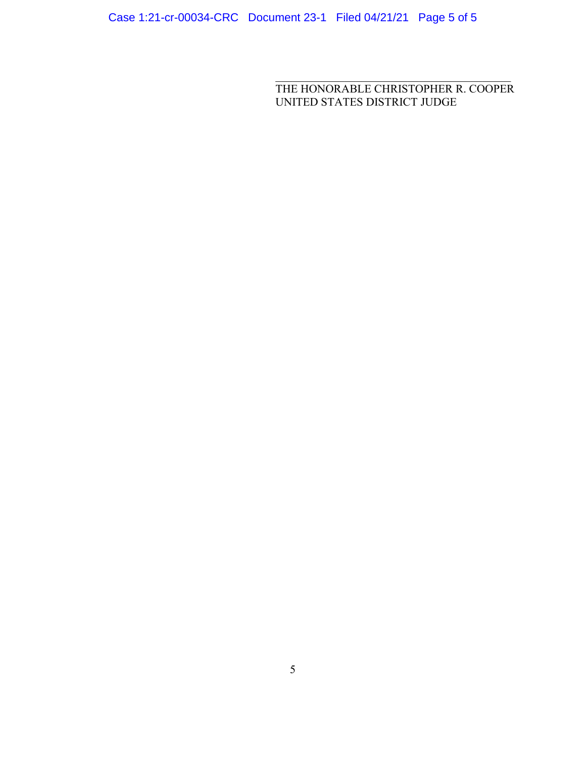\_\_\_\_\_\_\_\_\_\_\_\_\_\_\_\_\_\_\_\_\_\_\_\_\_\_\_\_\_\_\_\_\_\_\_\_\_\_\_\_

THE HONORABLE CHRISTOPHER R. COOPER
UNITED STATES DISTRICT JUDGE